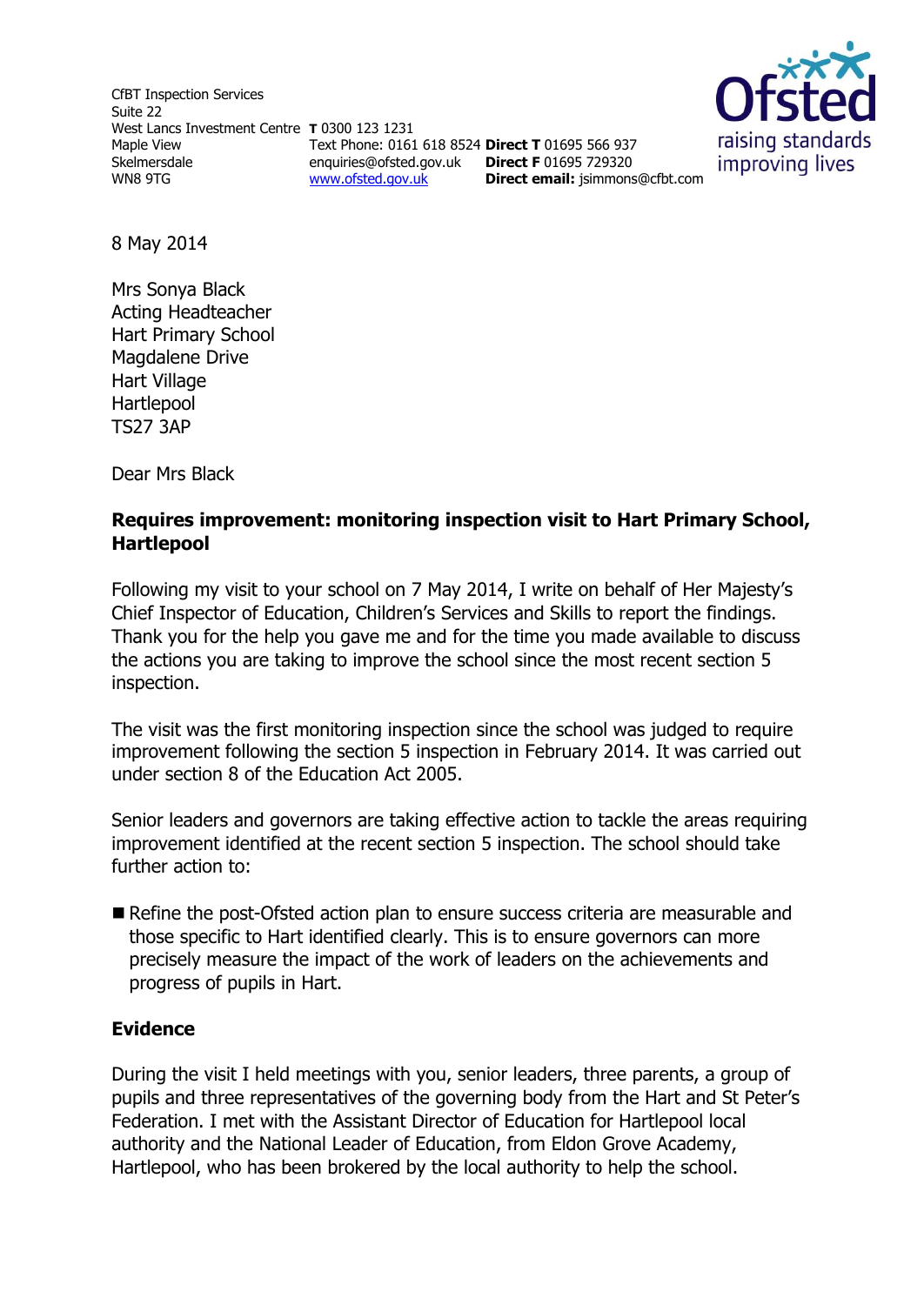CfBT Inspection Services
Suite 22
West Lancs Investment Centre
Maple View
Skelmersdale
WN8 9TG

**T** 0300 123 1231
Text Phone: 0161 618 8524
enquiries@ofsted.gov.uk
www.ofsted.gov.uk

**Direct T** 01695 566 937
**Direct F** 01695 729320
**Direct email:** jsimmons@cfbt.com

8 May 2014

Mrs Sonya Black
Acting Headteacher
Hart Primary School
Magdalene Drive
Hart Village
Hartlepool
TS27 3AP

Dear Mrs Black

**Requires improvement: monitoring inspection visit to Hart Primary School, Hartlepool**

Following my visit to your school on 7 May 2014, I write on behalf of Her Majesty's Chief Inspector of Education, Children's Services and Skills to report the findings. Thank you for the help you gave me and for the time you made available to discuss the actions you are taking to improve the school since the most recent section 5 inspection.

The visit was the first monitoring inspection since the school was judged to require improvement following the section 5 inspection in February 2014. It was carried out under section 8 of the Education Act 2005.

Senior leaders and governors are taking effective action to tackle the areas requiring improvement identified at the recent section 5 inspection. The school should take further action to:

- Refine the post-Ofsted action plan to ensure success criteria are measurable and those specific to Hart identified clearly. This is to ensure governors can more precisely measure the impact of the work of leaders on the achievements and progress of pupils in Hart.

## Evidence

During the visit I held meetings with you, senior leaders, three parents, a group of pupils and three representatives of the governing body from the Hart and St Peter's Federation. I met with the Assistant Director of Education for Hartlepool local authority and the National Leader of Education, from Eldon Grove Academy, Hartlepool, who has been brokered by the local authority to help the school.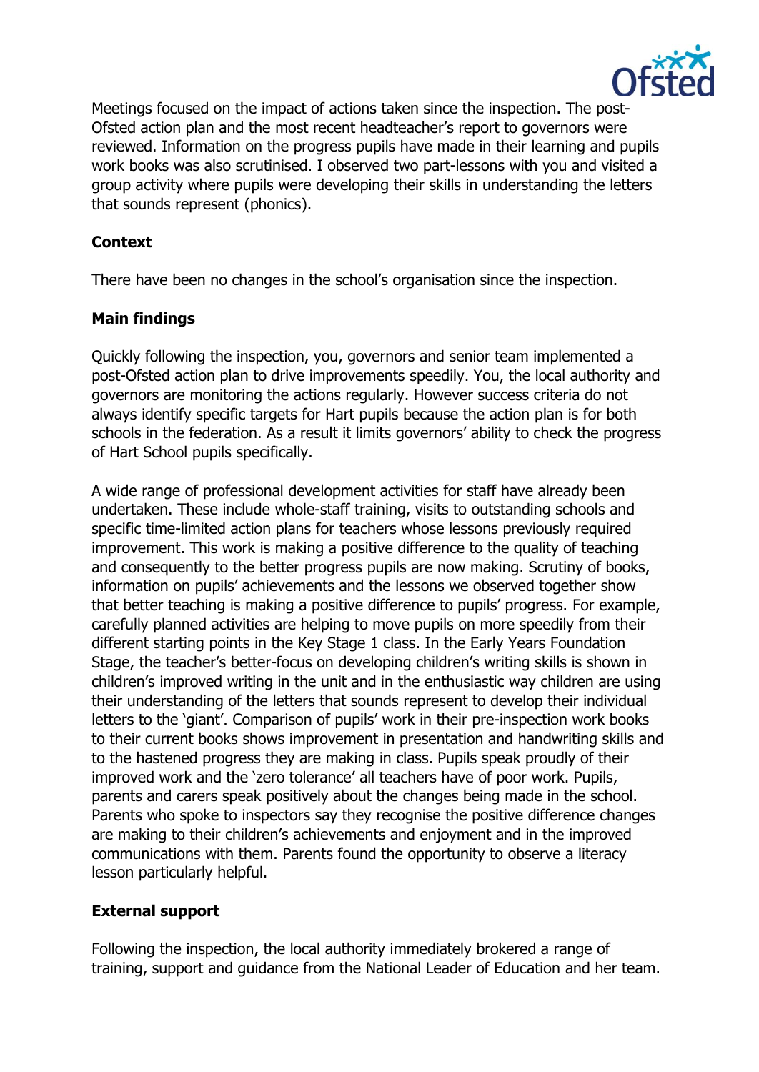Meetings focused on the impact of actions taken since the inspection. The post-Ofsted action plan and the most recent headteacher's report to governors were reviewed. Information on the progress pupils have made in their learning and pupils work books was also scrutinised. I observed two part-lessons with you and visited a group activity where pupils were developing their skills in understanding the letters that sounds represent (phonics).

## Context

There have been no changes in the school's organisation since the inspection.

## Main findings

Quickly following the inspection, you, governors and senior team implemented a post-Ofsted action plan to drive improvements speedily. You, the local authority and governors are monitoring the actions regularly. However success criteria do not always identify specific targets for Hart pupils because the action plan is for both schools in the federation. As a result it limits governors' ability to check the progress of Hart School pupils specifically.

A wide range of professional development activities for staff have already been undertaken. These include whole-staff training, visits to outstanding schools and specific time-limited action plans for teachers whose lessons previously required improvement. This work is making a positive difference to the quality of teaching and consequently to the better progress pupils are now making. Scrutiny of books, information on pupils' achievements and the lessons we observed together show that better teaching is making a positive difference to pupils' progress. For example, carefully planned activities are helping to move pupils on more speedily from their different starting points in the Key Stage 1 class. In the Early Years Foundation Stage, the teacher's better-focus on developing children's writing skills is shown in children's improved writing in the unit and in the enthusiastic way children are using their understanding of the letters that sounds represent to develop their individual letters to the 'giant'. Comparison of pupils' work in their pre-inspection work books to their current books shows improvement in presentation and handwriting skills and to the hastened progress they are making in class. Pupils speak proudly of their improved work and the 'zero tolerance' all teachers have of poor work. Pupils, parents and carers speak positively about the changes being made in the school. Parents who spoke to inspectors say they recognise the positive difference changes are making to their children's achievements and enjoyment and in the improved communications with them. Parents found the opportunity to observe a literacy lesson particularly helpful.

## External support

Following the inspection, the local authority immediately brokered a range of training, support and guidance from the National Leader of Education and her team.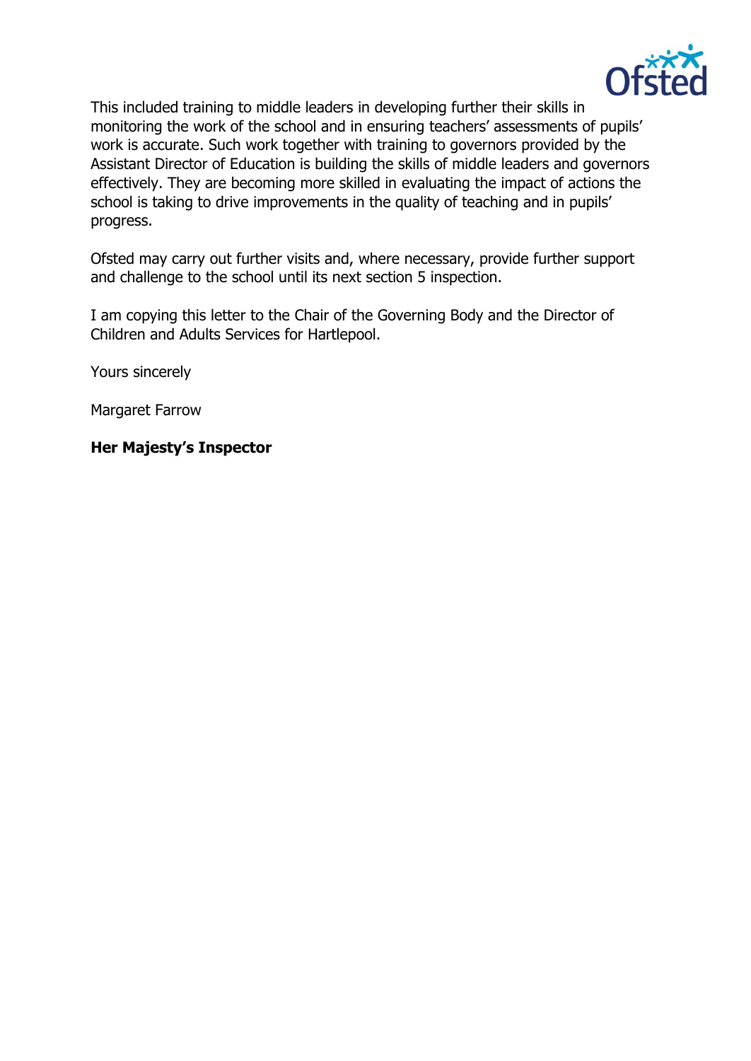This included training to middle leaders in developing further their skills in monitoring the work of the school and in ensuring teachers' assessments of pupils' work is accurate. Such work together with training to governors provided by the Assistant Director of Education is building the skills of middle leaders and governors effectively. They are becoming more skilled in evaluating the impact of actions the school is taking to drive improvements in the quality of teaching and in pupils' progress.

Ofsted may carry out further visits and, where necessary, provide further support and challenge to the school until its next section 5 inspection.

I am copying this letter to the Chair of the Governing Body and the Director of Children and Adults Services for Hartlepool.

Yours sincerely

Margaret Farrow

**Her Majesty's Inspector**